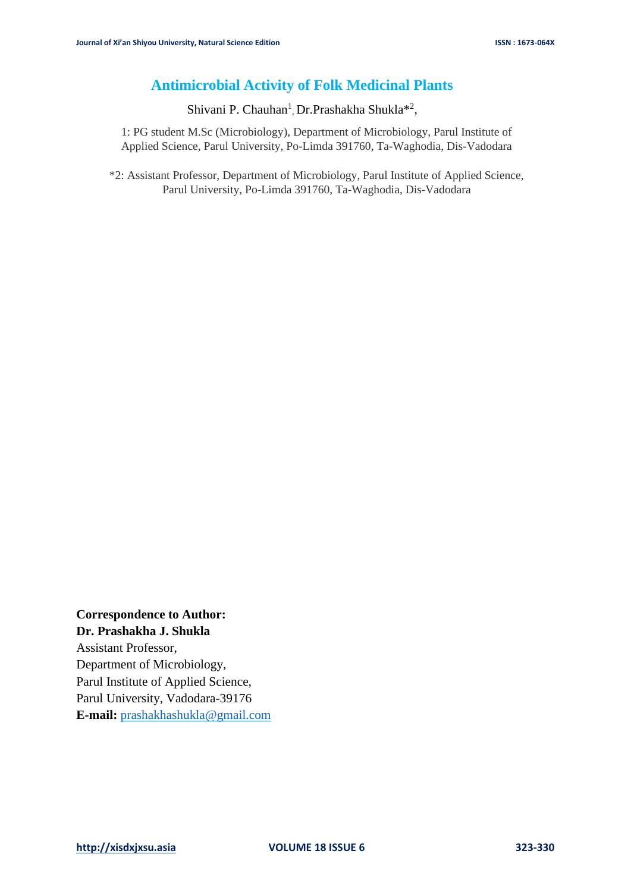# Antimicrobial Activity of Folk Medicinal Plants

Shivani P. Chauhan[1], Dr.Prashakha Shukla*[2],

1: PG student M.Sc (Microbiology), Department of Microbiology, Parul Institute of Applied Science, Parul University, Po-Limda 391760, Ta-Waghodia, Dis-Vadodara

*2: Assistant Professor, Department of Microbiology, Parul Institute of Applied Science, Parul University, Po-Limda 391760, Ta-Waghodia, Dis-Vadodara

**Correspondence to Author:**
**Dr. Prashakha J. Shukla**
Assistant Professor,
Department of Microbiology,
Parul Institute of Applied Science,
Parul University, Vadodara-39176
**E-mail:** prashakhashukla@gmail.com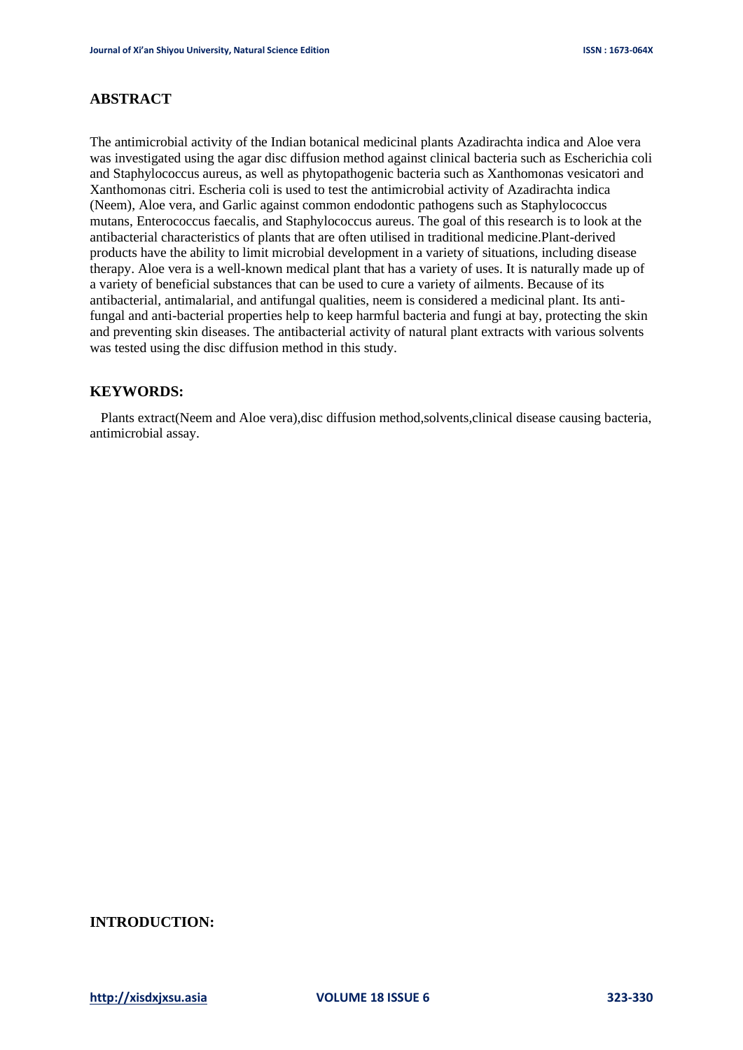## ABSTRACT

The antimicrobial activity of the Indian botanical medicinal plants Azadirachta indica and Aloe vera was investigated using the agar disc diffusion method against clinical bacteria such as Escherichia coli and Staphylococcus aureus, as well as phytopathogenic bacteria such as Xanthomonas vesicatori and Xanthomonas citri. Escheria coli is used to test the antimicrobial activity of Azadirachta indica (Neem), Aloe vera, and Garlic against common endodontic pathogens such as Staphylococcus mutans, Enterococcus faecalis, and Staphylococcus aureus. The goal of this research is to look at the antibacterial characteristics of plants that are often utilised in traditional medicine.Plant-derived products have the ability to limit microbial development in a variety of situations, including disease therapy. Aloe vera is a well-known medical plant that has a variety of uses. It is naturally made up of a variety of beneficial substances that can be used to cure a variety of ailments. Because of its antibacterial, antimalarial, and antifungal qualities, neem is considered a medicinal plant. Its anti-fungal and anti-bacterial properties help to keep harmful bacteria and fungi at bay, protecting the skin and preventing skin diseases. The antibacterial activity of natural plant extracts with various solvents was tested using the disc diffusion method in this study.

## KEYWORDS:

Plants extract(Neem and Aloe vera),disc diffusion method,solvents,clinical disease causing bacteria, antimicrobial assay.

## INTRODUCTION: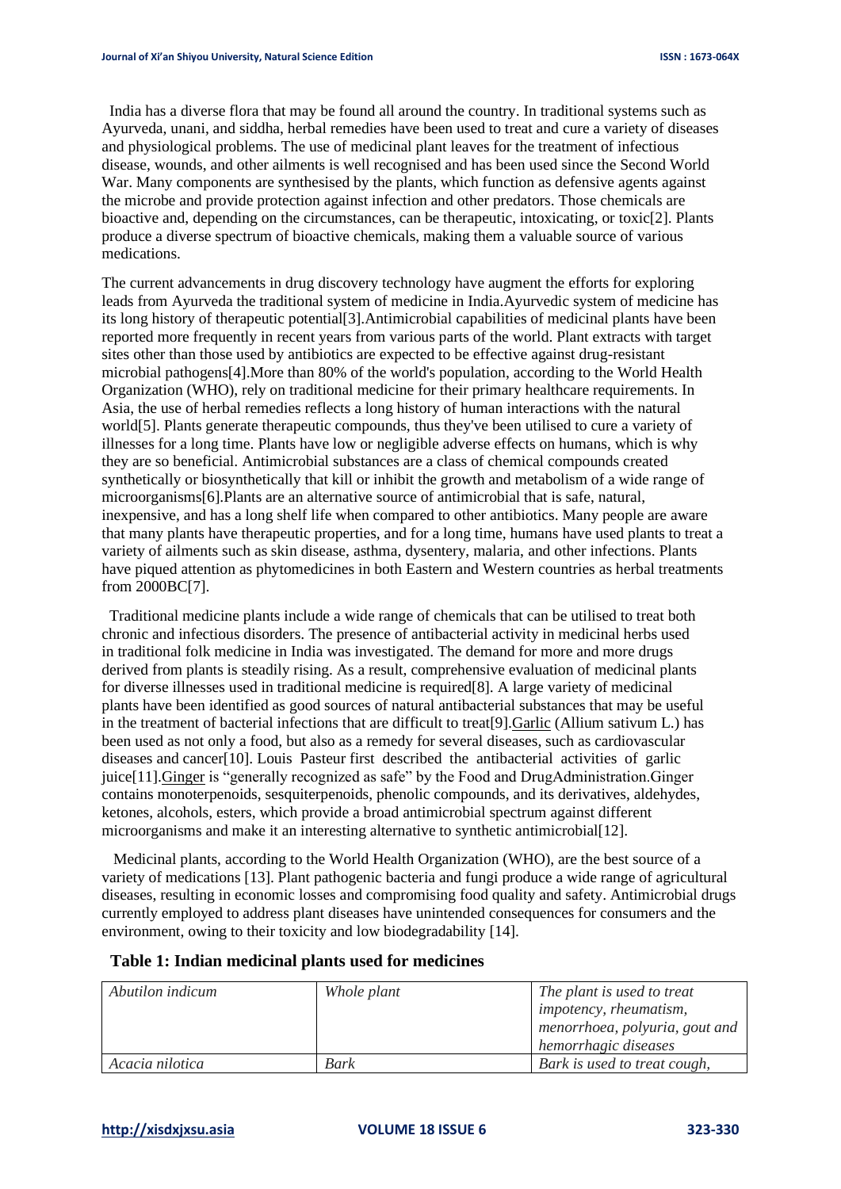India has a diverse flora that may be found all around the country. In traditional systems such as Ayurveda, unani, and siddha, herbal remedies have been used to treat and cure a variety of diseases and physiological problems. The use of medicinal plant leaves for the treatment of infectious disease, wounds, and other ailments is well recognised and has been used since the Second World War. Many components are synthesised by the plants, which function as defensive agents against the microbe and provide protection against infection and other predators. Those chemicals are bioactive and, depending on the circumstances, can be therapeutic, intoxicating, or toxic[2]. Plants produce a diverse spectrum of bioactive chemicals, making them a valuable source of various medications.

The current advancements in drug discovery technology have augment the efforts for exploring leads from Ayurveda the traditional system of medicine in India.Ayurvedic system of medicine has its long history of therapeutic potential[3].Antimicrobial capabilities of medicinal plants have been reported more frequently in recent years from various parts of the world. Plant extracts with target sites other than those used by antibiotics are expected to be effective against drug-resistant microbial pathogens[4].More than 80% of the world's population, according to the World Health Organization (WHO), rely on traditional medicine for their primary healthcare requirements. In Asia, the use of herbal remedies reflects a long history of human interactions with the natural world[5]. Plants generate therapeutic compounds, thus they've been utilised to cure a variety of illnesses for a long time. Plants have low or negligible adverse effects on humans, which is why they are so beneficial. Antimicrobial substances are a class of chemical compounds created synthetically or biosynthetically that kill or inhibit the growth and metabolism of a wide range of microorganisms[6].Plants are an alternative source of antimicrobial that is safe, natural, inexpensive, and has a long shelf life when compared to other antibiotics. Many people are aware that many plants have therapeutic properties, and for a long time, humans have used plants to treat a variety of ailments such as skin disease, asthma, dysentery, malaria, and other infections. Plants have piqued attention as phytomedicines in both Eastern and Western countries as herbal treatments from 2000BC[7].

Traditional medicine plants include a wide range of chemicals that can be utilised to treat both chronic and infectious disorders. The presence of antibacterial activity in medicinal herbs used in traditional folk medicine in India was investigated. The demand for more and more drugs derived from plants is steadily rising. As a result, comprehensive evaluation of medicinal plants for diverse illnesses used in traditional medicine is required[8]. A large variety of medicinal plants have been identified as good sources of natural antibacterial substances that may be useful in the treatment of bacterial infections that are difficult to treat[9].Garlic (Allium sativum L.) has been used as not only a food, but also as a remedy for several diseases, such as cardiovascular diseases and cancer[10]. Louis Pasteur first described the antibacterial activities of garlic juice[11].Ginger is "generally recognized as safe" by the Food and DrugAdministration.Ginger contains monoterpenoids, sesquiterpenoids, phenolic compounds, and its derivatives, aldehydes, ketones, alcohols, esters, which provide a broad antimicrobial spectrum against different microorganisms and make it an interesting alternative to synthetic antimicrobial[12].

Medicinal plants, according to the World Health Organization (WHO), are the best source of a variety of medications [13]. Plant pathogenic bacteria and fungi produce a wide range of agricultural diseases, resulting in economic losses and compromising food quality and safety. Antimicrobial drugs currently employed to address plant diseases have unintended consequences for consumers and the environment, owing to their toxicity and low biodegradability [14].

**Table 1: Indian medicinal plants used for medicines**

| | | |
|---|---|---|
| *Abutilon indicum* | *Whole plant* | *The plant is used to treat impotency, rheumatism, menorrhoea, polyuria, gout and hemorrhagic diseases* |
| *Acacia nilotica* | *Bark* | *Bark is used to treat cough,* |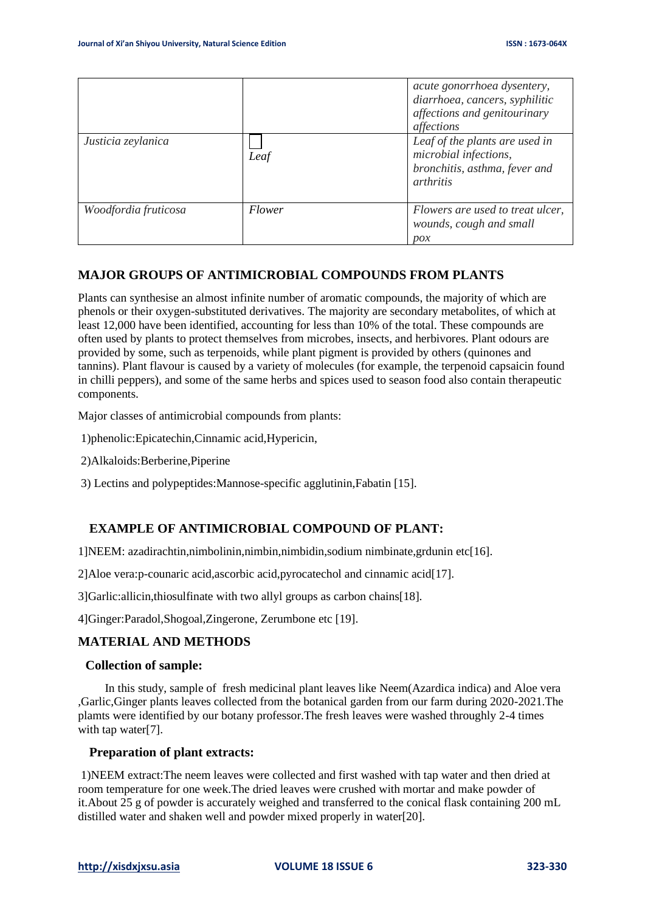|  |  | *acute gonorrhoea dysentery, diarrhoea, cancers, syphilitic affections and genitourinary affections* |
| --- | --- | --- |
| *Justicia zeylanica* | *Leaf* | *Leaf of the plants are used in microbial infections, bronchitis, asthma, fever and arthritis* |
| *Woodfordia fruticosa* | *Flower* | *Flowers are used to treat ulcer, wounds, cough and small pox* |

## MAJOR GROUPS OF ANTIMICROBIAL COMPOUNDS FROM PLANTS

Plants can synthesise an almost infinite number of aromatic compounds, the majority of which are phenols or their oxygen-substituted derivatives. The majority are secondary metabolites, of which at least 12,000 have been identified, accounting for less than 10% of the total. These compounds are often used by plants to protect themselves from microbes, insects, and herbivores. Plant odours are provided by some, such as terpenoids, while plant pigment is provided by others (quinones and tannins). Plant flavour is caused by a variety of molecules (for example, the terpenoid capsaicin found in chilli peppers), and some of the same herbs and spices used to season food also contain therapeutic components.

Major classes of antimicrobial compounds from plants:

1)phenolic:Epicatechin,Cinnamic acid,Hypericin,

2)Alkaloids:Berberine,Piperine

3) Lectins and polypeptides:Mannose-specific agglutinin,Fabatin [15].

## EXAMPLE OF ANTIMICROBIAL COMPOUND OF PLANT:

1]NEEM: azadirachtin,nimbolinin,nimbin,nimbidin,sodium nimbinate,grdunin etc[16].

2]Aloe vera:p-counaric acid,ascorbic acid,pyrocatechol and cinnamic acid[17].

3]Garlic:allicin,thiosulfinate with two allyl groups as carbon chains[18].

4]Ginger:Paradol,Shogoal,Zingerone, Zerumbone etc [19].

## MATERIAL AND METHODS

### Collection of sample:

In this study, sample of fresh medicinal plant leaves like Neem(Azardica indica) and Aloe vera ,Garlic,Ginger plants leaves collected from the botanical garden from our farm during 2020-2021.The plamts were identified by our botany professor.The fresh leaves were washed throughly 2-4 times with tap water[7].

### Preparation of plant extracts:

1)NEEM extract:The neem leaves were collected and first washed with tap water and then dried at room temperature for one week.The dried leaves were crushed with mortar and make powder of it.About 25 g of powder is accurately weighed and transferred to the conical flask containing 200 mL distilled water and shaken well and powder mixed properly in water[20].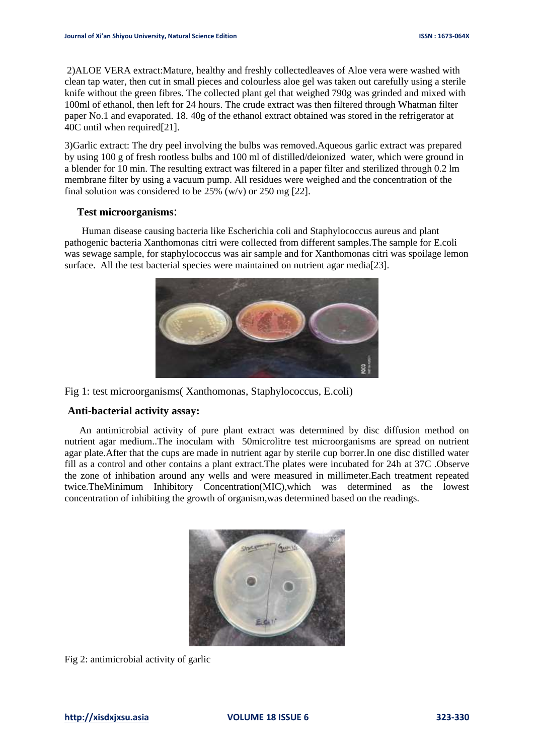2)ALOE VERA extract:Mature, healthy and freshly collectedleaves of Aloe vera were washed with clean tap water, then cut in small pieces and colourless aloe gel was taken out carefully using a sterile knife without the green fibres. The collected plant gel that weighed 790g was grinded and mixed with 100ml of ethanol, then left for 24 hours. The crude extract was then filtered through Whatman filter paper No.1 and evaporated. 18. 40g of the ethanol extract obtained was stored in the refrigerator at 40C until when required[21].

3)Garlic extract: The dry peel involving the bulbs was removed.Aqueous garlic extract was prepared by using 100 g of fresh rootless bulbs and 100 ml of distilled/deionized water, which were ground in a blender for 10 min. The resulting extract was filtered in a paper filter and sterilized through 0.2 lm membrane filter by using a vacuum pump. All residues were weighed and the concentration of the final solution was considered to be 25% (w/v) or 250 mg [22].

## Test microorganisms:

Human disease causing bacteria like Escherichia coli and Staphylococcus aureus and plant pathogenic bacteria Xanthomonas citri were collected from different samples.The sample for E.coli was sewage sample, for staphylococcus was air sample and for Xanthomonas citri was spoilage lemon surface. All the test bacterial species were maintained on nutrient agar media[23].

Fig 1: test microorganisms( Xanthomonas, Staphylococcus, E.coli)

## Anti-bacterial activity assay:

An antimicrobial activity of pure plant extract was determined by disc diffusion method on nutrient agar medium..The inoculam with 50microlitre test microorganisms are spread on nutrient agar plate.After that the cups are made in nutrient agar by sterile cup borrer.In one disc distilled water fill as a control and other contains a plant extract.The plates were incubated for 24h at 37C .Observe the zone of inhibation around any wells and were measured in millimeter.Each treatment repeated twice.TheMinimum Inhibitory Concentration(MIC),which was determined as the lowest concentration of inhibiting the growth of organism,was determined based on the readings.

Fig 2: antimicrobial activity of garlic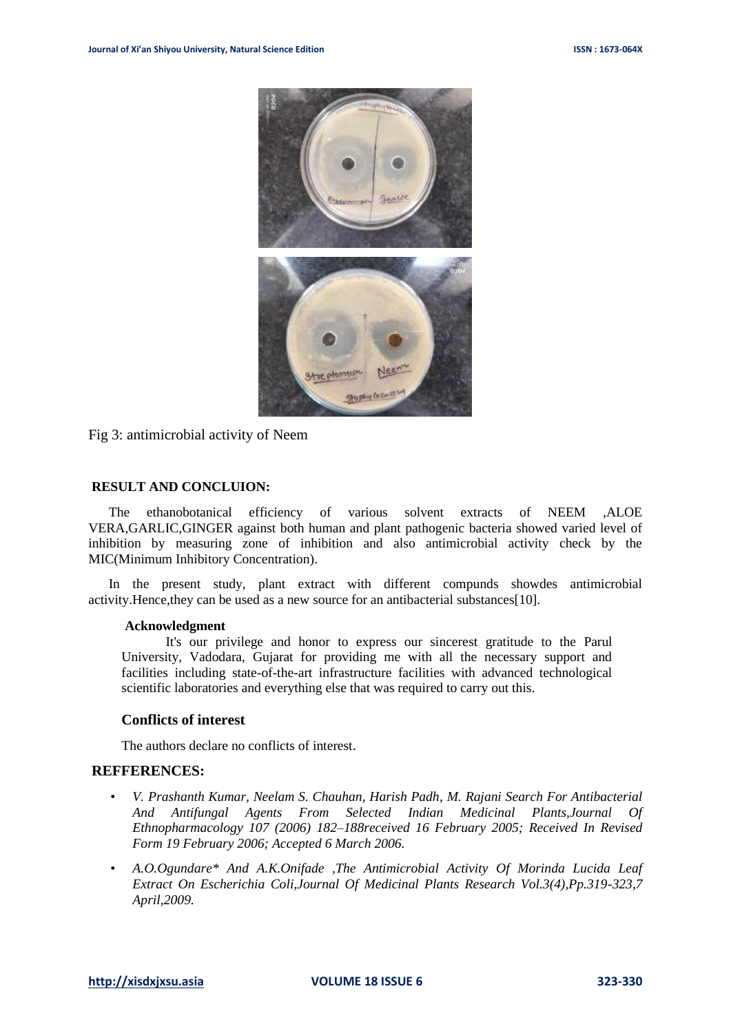Fig 3: antimicrobial activity of Neem

## RESULT AND CONCLUION:

The ethanobotanical efficiency of various solvent extracts of NEEM ,ALOE VERA,GARLIC,GINGER against both human and plant pathogenic bacteria showed varied level of inhibition by measuring zone of inhibition and also antimicrobial activity check by the MIC(Minimum Inhibitory Concentration).

In the present study, plant extract with different compunds showdes antimicrobial activity.Hence,they can be used as a new source for an antibacterial substances[10].

### Acknowledgment

It's our privilege and honor to express our sincerest gratitude to the Parul University, Vadodara, Gujarat for providing me with all the necessary support and facilities including state-of-the-art infrastructure facilities with advanced technological scientific laboratories and everything else that was required to carry out this.

### Conflicts of interest

The authors declare no conflicts of interest.

## REFFERENCES:

- *V. Prashanth Kumar, Neelam S. Chauhan, Harish Padh, M. Rajani Search For Antibacterial And Antifungal Agents From Selected Indian Medicinal Plants,Journal Of Ethnopharmacology 107 (2006) 182–188received 16 February 2005; Received In Revised Form 19 February 2006; Accepted 6 March 2006.*
- *A.O.Ogundare\* And A.K.Onifade ,The Antimicrobial Activity Of Morinda Lucida Leaf Extract On Escherichia Coli,Journal Of Medicinal Plants Research Vol.3(4),Pp.319-323,7 April,2009.*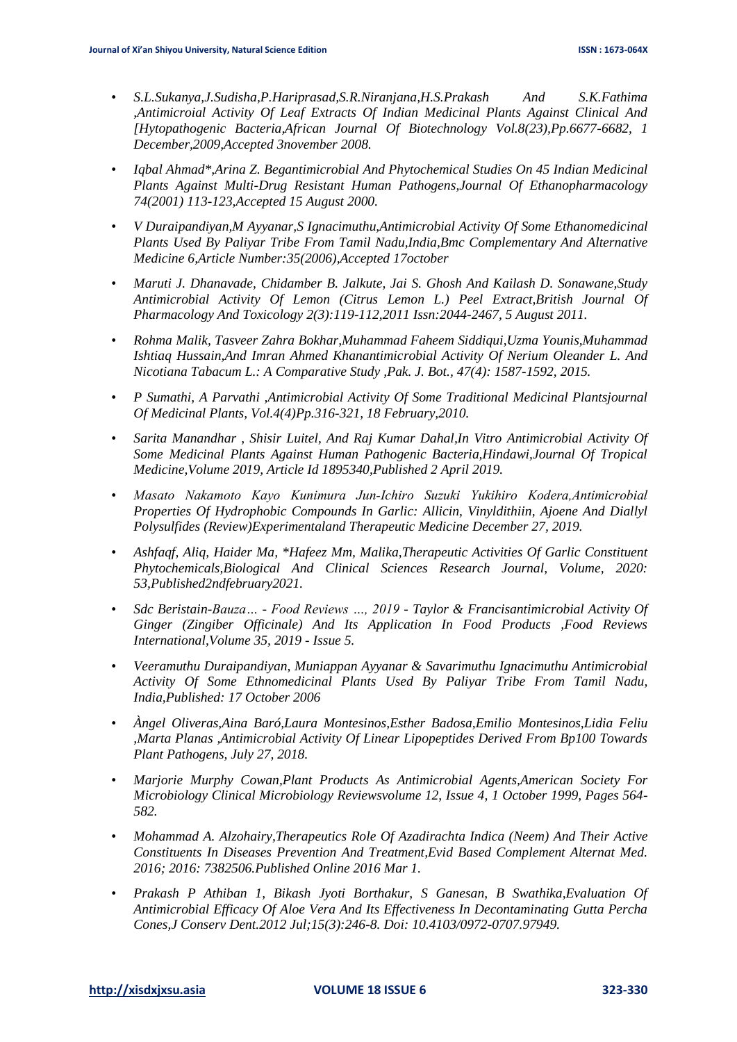- *S.L.Sukanya,J.Sudisha,P.Hariprasad,S.R.Niranjana,H.S.Prakash And S.K.Fathima ,Antimicroial Activity Of Leaf Extracts Of Indian Medicinal Plants Against Clinical And [Hytopathogenic Bacteria,African Journal Of Biotechnology Vol.8(23),Pp.6677-6682, 1 December,2009,Accepted 3november 2008.*

- *Iqbal Ahmad*,Arina Z. Begantimicrobial And Phytochemical Studies On 45 Indian Medicinal Plants Against Multi-Drug Resistant Human Pathogens,Journal Of Ethanopharmacology 74(2001) 113-123,Accepted 15 August 2000.*

- *V Duraipandiyan,M Ayyanar,S Ignacimuthu,Antimicrobial Activity Of Some Ethanomedicinal Plants Used By Paliyar Tribe From Tamil Nadu,India,Bmc Complementary And Alternative Medicine 6,Article Number:35(2006),Accepted 17october*

- *Maruti J. Dhanavade, Chidamber B. Jalkute, Jai S. Ghosh And Kailash D. Sonawane,Study Antimicrobial Activity Of Lemon (Citrus Lemon L.) Peel Extract,British Journal Of Pharmacology And Toxicology 2(3):119-112,2011 Issn:2044-2467, 5 August 2011.*

- *Rohma Malik, Tasveer Zahra Bokhar,Muhammad Faheem Siddiqui,Uzma Younis,Muhammad Ishtiaq Hussain,And Imran Ahmed Khanantimicrobial Activity Of Nerium Oleander L. And Nicotiana Tabacum L.: A Comparative Study ,Pak. J. Bot., 47(4): 1587-1592, 2015.*

- *P Sumathi, A Parvathi ,Antimicrobial Activity Of Some Traditional Medicinal Plantsjournal Of Medicinal Plants, Vol.4(4)Pp.316-321, 18 February,2010.*

- *Sarita Manandhar , Shisir Luitel, And Raj Kumar Dahal,In Vitro Antimicrobial Activity Of Some Medicinal Plants Against Human Pathogenic Bacteria,Hindawi,Journal Of Tropical Medicine,Volume 2019, Article Id 1895340,Published 2 April 2019.*

- *Masato Nakamoto Kayo Kunimura Jun-Ichiro Suzuki Yukihiro Kodera,Antimicrobial Properties Of Hydrophobic Compounds In Garlic: Allicin, Vinyldithiin, Ajoene And Diallyl Polysulfides (Review)Experimentaland Therapeutic Medicine December 27, 2019.*

- *Ashfaqf, Aliq, Haider Ma, *Hafeez Mm, Malika,Therapeutic Activities Of Garlic Constituent Phytochemicals,Biological And Clinical Sciences Research Journal, Volume, 2020: 53,Published2ndfebruary2021.*

- *Sdc Beristain-Bauza… - Food Reviews …, 2019 - Taylor & Francisantimicrobial Activity Of Ginger (Zingiber Officinale) And Its Application In Food Products ,Food Reviews International,Volume 35, 2019 - Issue 5.*

- *Veeramuthu Duraipandiyan, Muniappan Ayyanar & Savarimuthu Ignacimuthu Antimicrobial Activity Of Some Ethnomedicinal Plants Used By Paliyar Tribe From Tamil Nadu, India,Published: 17 October 2006*

- *Àngel Oliveras,Aina Baró,Laura Montesinos,Esther Badosa,Emilio Montesinos,Lidia Feliu ,Marta Planas ,Antimicrobial Activity Of Linear Lipopeptides Derived From Bp100 Towards Plant Pathogens, July 27, 2018.*

- *Marjorie Murphy Cowan,Plant Products As Antimicrobial Agents,American Society For Microbiology Clinical Microbiology Reviewsvolume 12, Issue 4, 1 October 1999, Pages 564-582.*

- *Mohammad A. Alzohairy,Therapeutics Role Of Azadirachta Indica (Neem) And Their Active Constituents In Diseases Prevention And Treatment,Evid Based Complement Alternat Med. 2016; 2016: 7382506.Published Online 2016 Mar 1.*

- *Prakash P Athiban 1, Bikash Jyoti Borthakur, S Ganesan, B Swathika,Evaluation Of Antimicrobial Efficacy Of Aloe Vera And Its Effectiveness In Decontaminating Gutta Percha Cones,J Conserv Dent.2012 Jul;15(3):246-8. Doi: 10.4103/0972-0707.97949.*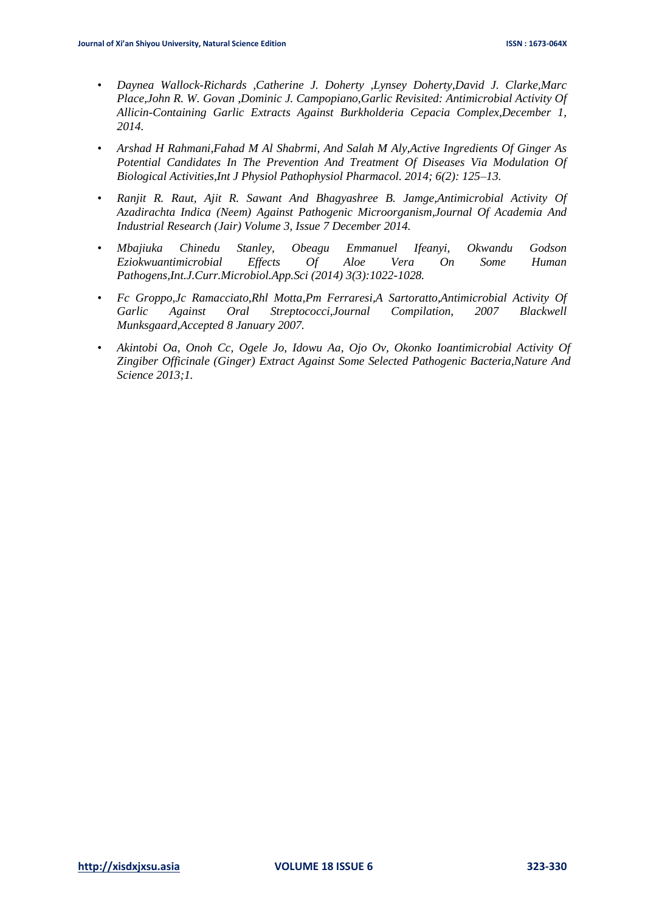- *Daynea Wallock-Richards ,Catherine J. Doherty ,Lynsey Doherty,David J. Clarke,Marc Place,John R. W. Govan ,Dominic J. Campopiano,Garlic Revisited: Antimicrobial Activity Of Allicin-Containing Garlic Extracts Against Burkholderia Cepacia Complex,December 1, 2014.*
- *Arshad H Rahmani,Fahad M Al Shabrmi, And Salah M Aly,Active Ingredients Of Ginger As Potential Candidates In The Prevention And Treatment Of Diseases Via Modulation Of Biological Activities,Int J Physiol Pathophysiol Pharmacol. 2014; 6(2): 125–13.*
- *Ranjit R. Raut, Ajit R. Sawant And Bhagyashree B. Jamge,Antimicrobial Activity Of Azadirachta Indica (Neem) Against Pathogenic Microorganism,Journal Of Academia And Industrial Research (Jair) Volume 3, Issue 7 December 2014.*
- *Mbajiuka Chinedu Stanley, Obeagu Emmanuel Ifeanyi, Okwandu Godson Eziokwuantimicrobial Effects Of Aloe Vera On Some Human Pathogens,Int.J.Curr.Microbiol.App.Sci (2014) 3(3):1022-1028.*
- *Fc Groppo,Jc Ramacciato,Rhl Motta,Pm Ferraresi,A Sartoratto,Antimicrobial Activity Of Garlic Against Oral Streptococci,Journal Compilation, 2007 Blackwell Munksgaard,Accepted 8 January 2007.*
- *Akintobi Oa, Onoh Cc, Ogele Jo, Idowu Aa, Ojo Ov, Okonko Ioantimicrobial Activity Of Zingiber Officinale (Ginger) Extract Against Some Selected Pathogenic Bacteria,Nature And Science 2013;1.*